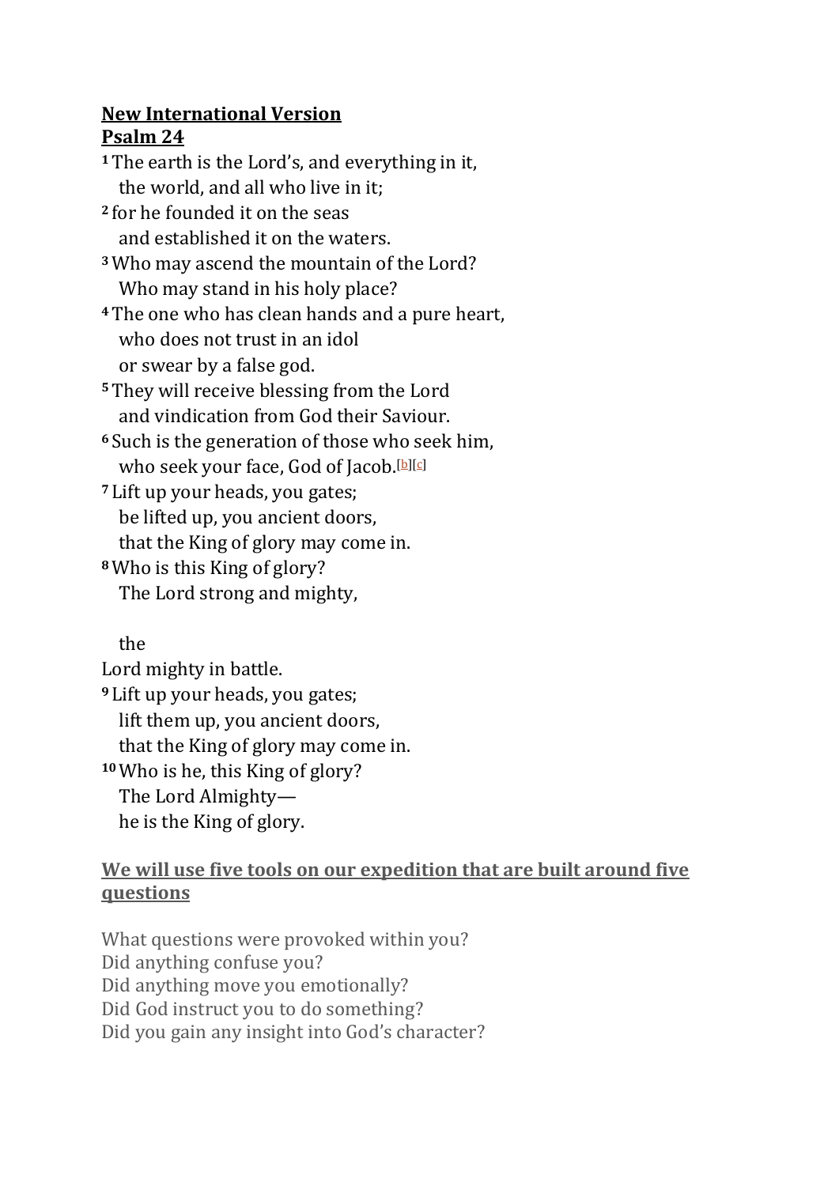**New International Version**
**Psalm 24**

**1** The earth is the Lord's, and everything in it,
  the world, and all who live in it;
**2** for he founded it on the seas
  and established it on the waters.
**3** Who may ascend the mountain of the Lord?
  Who may stand in his holy place?
**4** The one who has clean hands and a pure heart,
  who does not trust in an idol
  or swear by a false god.
**5** They will receive blessing from the Lord
  and vindication from God their Saviour.
**6** Such is the generation of those who seek him,
  who seek your face, God of Jacob.[b][c]
**7** Lift up your heads, you gates;
  be lifted up, you ancient doors,
  that the King of glory may come in.
**8** Who is this King of glory?
  The Lord strong and mighty,

  the
Lord mighty in battle.
**9** Lift up your heads, you gates;
  lift them up, you ancient doors,
  that the King of glory may come in.
**10** Who is he, this King of glory?
  The Lord Almighty—
  he is the King of glory.

**We will use five tools on our expedition that are built around five questions**

What questions were provoked within you?
Did anything confuse you?
Did anything move you emotionally?
Did God instruct you to do something?
Did you gain any insight into God's character?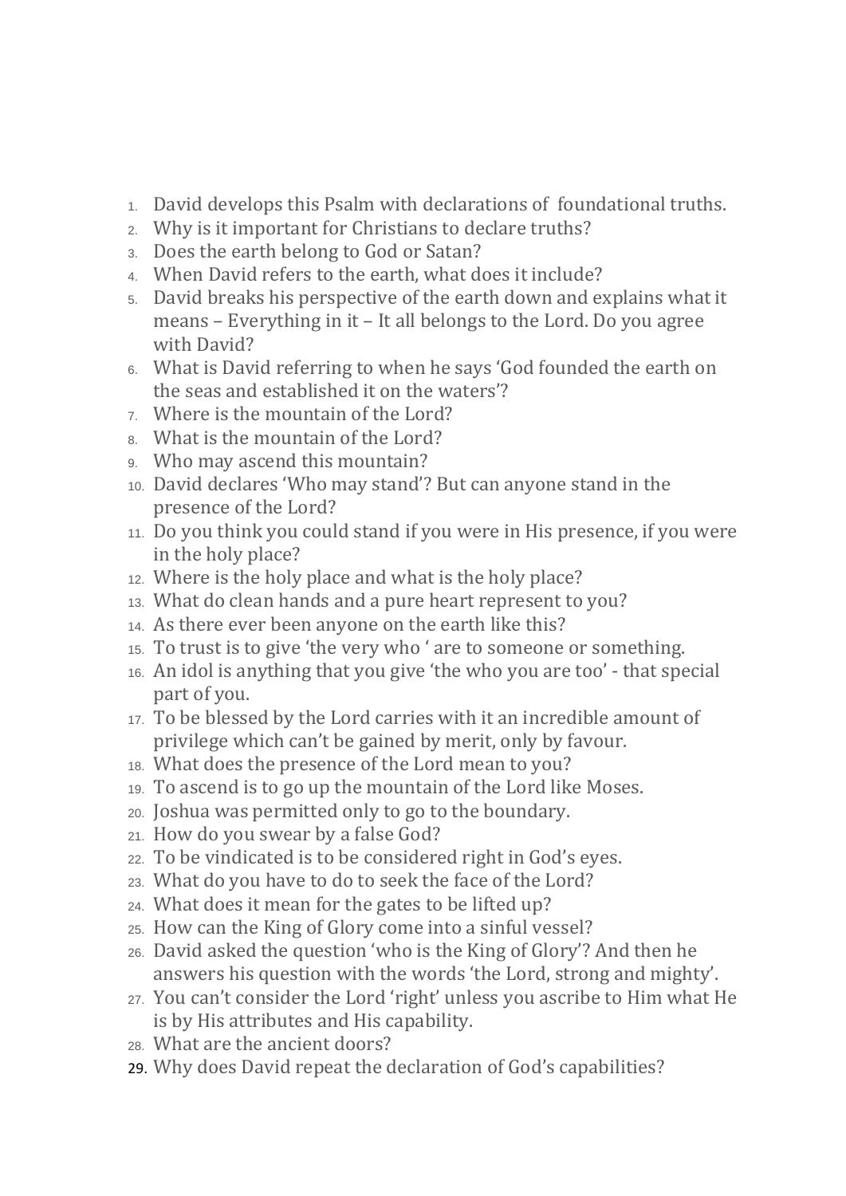1. David develops this Psalm with declarations of  foundational truths.
2. Why is it important for Christians to declare truths?
3. Does the earth belong to God or Satan?
4. When David refers to the earth, what does it include?
5. David breaks his perspective of the earth down and explains what it means – Everything in it – It all belongs to the Lord. Do you agree with David?
6. What is David referring to when he says 'God founded the earth on the seas and established it on the waters'?
7. Where is the mountain of the Lord?
8. What is the mountain of the Lord?
9. Who may ascend this mountain?
10. David declares 'Who may stand'? But can anyone stand in the presence of the Lord?
11. Do you think you could stand if you were in His presence, if you were in the holy place?
12. Where is the holy place and what is the holy place?
13. What do clean hands and a pure heart represent to you?
14. As there ever been anyone on the earth like this?
15. To trust is to give 'the very who ' are to someone or something.
16. An idol is anything that you give 'the who you are too' - that special part of you.
17. To be blessed by the Lord carries with it an incredible amount of privilege which can't be gained by merit, only by favour.
18. What does the presence of the Lord mean to you?
19. To ascend is to go up the mountain of the Lord like Moses.
20. Joshua was permitted only to go to the boundary.
21. How do you swear by a false God?
22. To be vindicated is to be considered right in God's eyes.
23. What do you have to do to seek the face of the Lord?
24. What does it mean for the gates to be lifted up?
25. How can the King of Glory come into a sinful vessel?
26. David asked the question 'who is the King of Glory'? And then he answers his question with the words 'the Lord, strong and mighty'.
27. You can't consider the Lord 'right' unless you ascribe to Him what He is by His attributes and His capability.
28. What are the ancient doors?
29. Why does David repeat the declaration of God's capabilities?